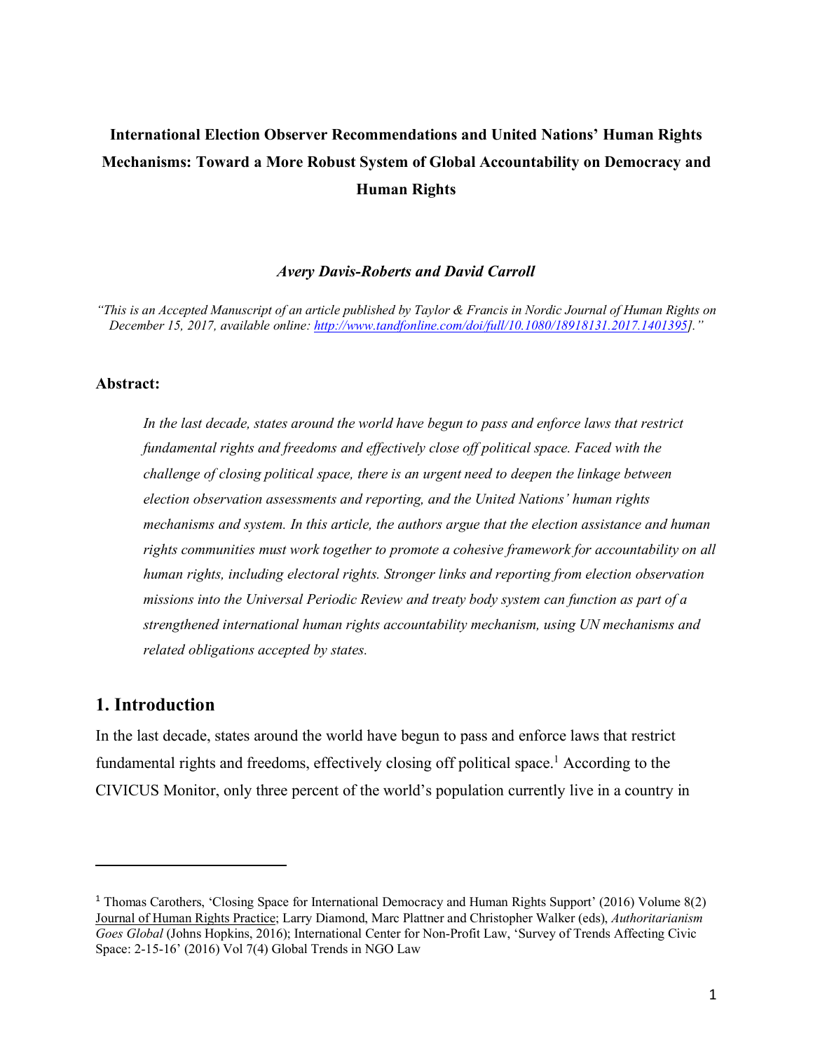**International Election Observer Recommendations and United Nations' Human Rights Mechanisms: Toward a More Robust System of Global Accountability on Democracy and Human Rights**

***Avery Davis-Roberts and David Carroll***

*"This is an Accepted Manuscript of an article published by Taylor & Francis in Nordic Journal of Human Rights on December 15, 2017, available online: http://www.tandfonline.com/doi/full/10.1080/18918131.2017.1401395]."*

**Abstract:**

*In the last decade, states around the world have begun to pass and enforce laws that restrict fundamental rights and freedoms and effectively close off political space. Faced with the challenge of closing political space, there is an urgent need to deepen the linkage between election observation assessments and reporting, and the United Nations' human rights mechanisms and system. In this article, the authors argue that the election assistance and human rights communities must work together to promote a cohesive framework for accountability on all human rights, including electoral rights. Stronger links and reporting from election observation missions into the Universal Periodic Review and treaty body system can function as part of a strengthened international human rights accountability mechanism, using UN mechanisms and related obligations accepted by states.*

## 1. Introduction

In the last decade, states around the world have begun to pass and enforce laws that restrict fundamental rights and freedoms, effectively closing off political space.[1] According to the CIVICUS Monitor, only three percent of the world's population currently live in a country in

---

[1] Thomas Carothers, 'Closing Space for International Democracy and Human Rights Support' (2016) Volume 8(2) Journal of Human Rights Practice; Larry Diamond, Marc Plattner and Christopher Walker (eds), *Authoritarianism Goes Global* (Johns Hopkins, 2016); International Center for Non-Profit Law, 'Survey of Trends Affecting Civic Space: 2-15-16' (2016) Vol 7(4) Global Trends in NGO Law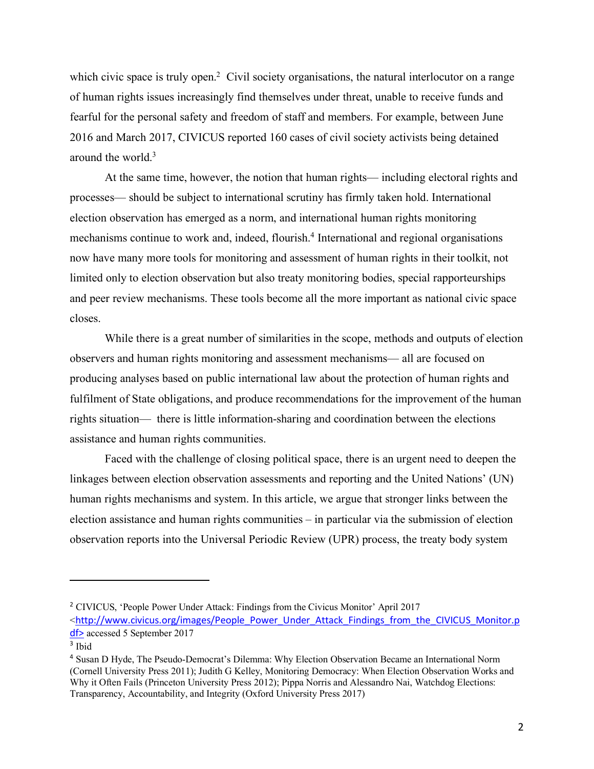which civic space is truly open.[2] Civil society organisations, the natural interlocutor on a range of human rights issues increasingly find themselves under threat, unable to receive funds and fearful for the personal safety and freedom of staff and members. For example, between June 2016 and March 2017, CIVICUS reported 160 cases of civil society activists being detained around the world.[3]

At the same time, however, the notion that human rights— including electoral rights and processes— should be subject to international scrutiny has firmly taken hold. International election observation has emerged as a norm, and international human rights monitoring mechanisms continue to work and, indeed, flourish.[4] International and regional organisations now have many more tools for monitoring and assessment of human rights in their toolkit, not limited only to election observation but also treaty monitoring bodies, special rapporteurships and peer review mechanisms. These tools become all the more important as national civic space closes.

While there is a great number of similarities in the scope, methods and outputs of election observers and human rights monitoring and assessment mechanisms— all are focused on producing analyses based on public international law about the protection of human rights and fulfilment of State obligations, and produce recommendations for the improvement of the human rights situation— there is little information-sharing and coordination between the elections assistance and human rights communities.

Faced with the challenge of closing political space, there is an urgent need to deepen the linkages between election observation assessments and reporting and the United Nations' (UN) human rights mechanisms and system. In this article, we argue that stronger links between the election assistance and human rights communities – in particular via the submission of election observation reports into the Universal Periodic Review (UPR) process, the treaty body system

---

[2] CIVICUS, 'People Power Under Attack: Findings from the Civicus Monitor' April 2017 <http://www.civicus.org/images/People_Power_Under_Attack_Findings_from_the_CIVICUS_Monitor.pdf> accessed 5 September 2017

[3] Ibid

[4] Susan D Hyde, The Pseudo-Democrat's Dilemma: Why Election Observation Became an International Norm (Cornell University Press 2011); Judith G Kelley, Monitoring Democracy: When Election Observation Works and Why it Often Fails (Princeton University Press 2012); Pippa Norris and Alessandro Nai, Watchdog Elections: Transparency, Accountability, and Integrity (Oxford University Press 2017)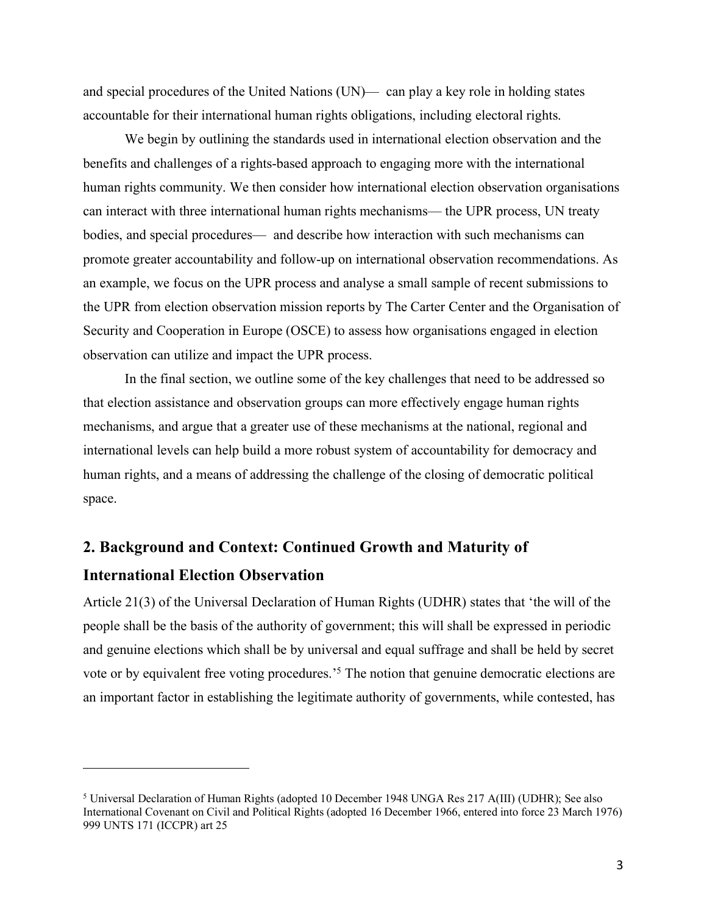and special procedures of the United Nations (UN)— can play a key role in holding states accountable for their international human rights obligations, including electoral rights.

We begin by outlining the standards used in international election observation and the benefits and challenges of a rights-based approach to engaging more with the international human rights community. We then consider how international election observation organisations can interact with three international human rights mechanisms— the UPR process, UN treaty bodies, and special procedures— and describe how interaction with such mechanisms can promote greater accountability and follow-up on international observation recommendations. As an example, we focus on the UPR process and analyse a small sample of recent submissions to the UPR from election observation mission reports by The Carter Center and the Organisation of Security and Cooperation in Europe (OSCE) to assess how organisations engaged in election observation can utilize and impact the UPR process.

In the final section, we outline some of the key challenges that need to be addressed so that election assistance and observation groups can more effectively engage human rights mechanisms, and argue that a greater use of these mechanisms at the national, regional and international levels can help build a more robust system of accountability for democracy and human rights, and a means of addressing the challenge of the closing of democratic political space.

## 2. Background and Context: Continued Growth and Maturity of International Election Observation

Article 21(3) of the Universal Declaration of Human Rights (UDHR) states that 'the will of the people shall be the basis of the authority of government; this will shall be expressed in periodic and genuine elections which shall be by universal and equal suffrage and shall be held by secret vote or by equivalent free voting procedures.'[5] The notion that genuine democratic elections are an important factor in establishing the legitimate authority of governments, while contested, has

---

[5] Universal Declaration of Human Rights (adopted 10 December 1948 UNGA Res 217 A(III) (UDHR); See also International Covenant on Civil and Political Rights (adopted 16 December 1966, entered into force 23 March 1976) 999 UNTS 171 (ICCPR) art 25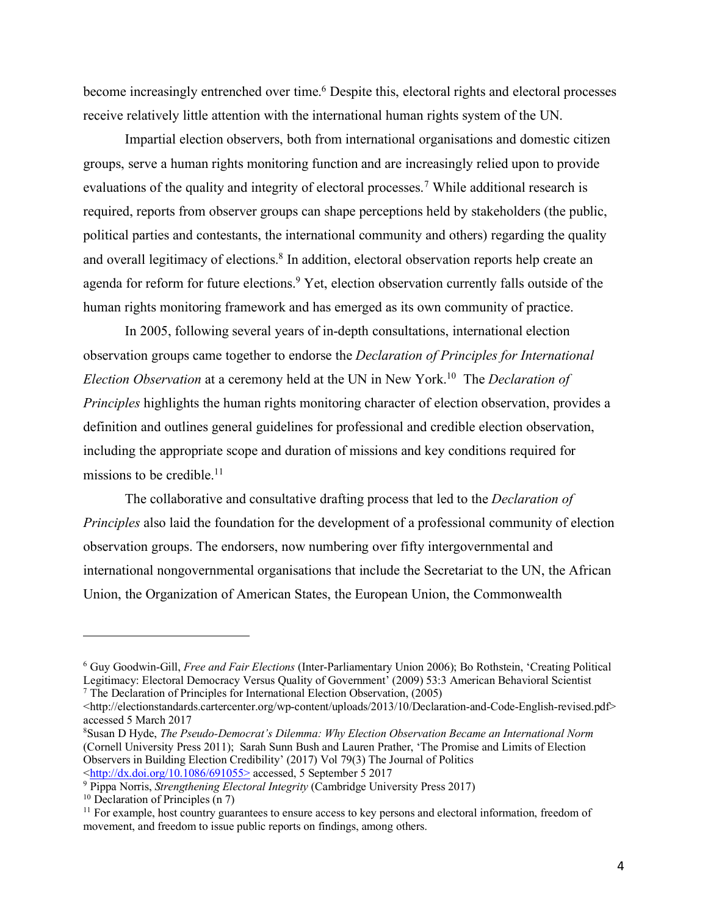become increasingly entrenched over time.[6] Despite this, electoral rights and electoral processes receive relatively little attention with the international human rights system of the UN.

Impartial election observers, both from international organisations and domestic citizen groups, serve a human rights monitoring function and are increasingly relied upon to provide evaluations of the quality and integrity of electoral processes.[7] While additional research is required, reports from observer groups can shape perceptions held by stakeholders (the public, political parties and contestants, the international community and others) regarding the quality and overall legitimacy of elections.[8] In addition, electoral observation reports help create an agenda for reform for future elections.[9] Yet, election observation currently falls outside of the human rights monitoring framework and has emerged as its own community of practice.

In 2005, following several years of in-depth consultations, international election observation groups came together to endorse the *Declaration of Principles for International Election Observation* at a ceremony held at the UN in New York.[10] The *Declaration of Principles* highlights the human rights monitoring character of election observation, provides a definition and outlines general guidelines for professional and credible election observation, including the appropriate scope and duration of missions and key conditions required for missions to be credible.[11]

The collaborative and consultative drafting process that led to the *Declaration of Principles* also laid the foundation for the development of a professional community of election observation groups. The endorsers, now numbering over fifty intergovernmental and international nongovernmental organisations that include the Secretariat to the UN, the African Union, the Organization of American States, the European Union, the Commonwealth

---

[6] Guy Goodwin-Gill, *Free and Fair Elections* (Inter-Parliamentary Union 2006); Bo Rothstein, 'Creating Political Legitimacy: Electoral Democracy Versus Quality of Government' (2009) 53:3 American Behavioral Scientist

[7] The Declaration of Principles for International Election Observation, (2005) <http://electionstandards.cartercenter.org/wp-content/uploads/2013/10/Declaration-and-Code-English-revised.pdf> accessed 5 March 2017

[8] Susan D Hyde, *The Pseudo-Democrat's Dilemma: Why Election Observation Became an International Norm* (Cornell University Press 2011); Sarah Sunn Bush and Lauren Prather, 'The Promise and Limits of Election Observers in Building Election Credibility' (2017) Vol 79(3) The Journal of Politics <http://dx.doi.org/10.1086/691055> accessed, 5 September 5 2017

[9] Pippa Norris, *Strengthening Electoral Integrity* (Cambridge University Press 2017)

[10] Declaration of Principles (n 7)

[11] For example, host country guarantees to ensure access to key persons and electoral information, freedom of movement, and freedom to issue public reports on findings, among others.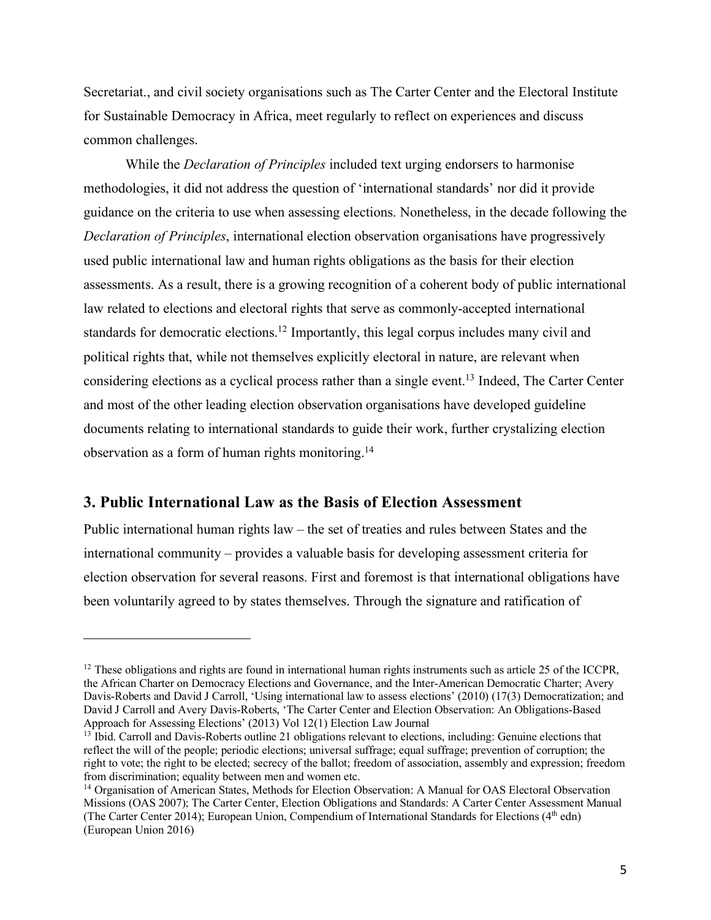Secretariat., and civil society organisations such as The Carter Center and the Electoral Institute for Sustainable Democracy in Africa, meet regularly to reflect on experiences and discuss common challenges.

While the *Declaration of Principles* included text urging endorsers to harmonise methodologies, it did not address the question of 'international standards' nor did it provide guidance on the criteria to use when assessing elections. Nonetheless, in the decade following the *Declaration of Principles*, international election observation organisations have progressively used public international law and human rights obligations as the basis for their election assessments. As a result, there is a growing recognition of a coherent body of public international law related to elections and electoral rights that serve as commonly-accepted international standards for democratic elections.[12] Importantly, this legal corpus includes many civil and political rights that, while not themselves explicitly electoral in nature, are relevant when considering elections as a cyclical process rather than a single event.[13] Indeed, The Carter Center and most of the other leading election observation organisations have developed guideline documents relating to international standards to guide their work, further crystalizing election observation as a form of human rights monitoring.[14]

## 3. Public International Law as the Basis of Election Assessment

Public international human rights law – the set of treaties and rules between States and the international community – provides a valuable basis for developing assessment criteria for election observation for several reasons. First and foremost is that international obligations have been voluntarily agreed to by states themselves. Through the signature and ratification of

---

[12] These obligations and rights are found in international human rights instruments such as article 25 of the ICCPR, the African Charter on Democracy Elections and Governance, and the Inter-American Democratic Charter; Avery Davis-Roberts and David J Carroll, 'Using international law to assess elections' (2010) (17(3) Democratization; and David J Carroll and Avery Davis-Roberts, 'The Carter Center and Election Observation: An Obligations-Based Approach for Assessing Elections' (2013) Vol 12(1) Election Law Journal

[13] Ibid. Carroll and Davis-Roberts outline 21 obligations relevant to elections, including: Genuine elections that reflect the will of the people; periodic elections; universal suffrage; equal suffrage; prevention of corruption; the right to vote; the right to be elected; secrecy of the ballot; freedom of association, assembly and expression; freedom from discrimination; equality between men and women etc.

[14] Organisation of American States, Methods for Election Observation: A Manual for OAS Electoral Observation Missions (OAS 2007); The Carter Center, Election Obligations and Standards: A Carter Center Assessment Manual (The Carter Center 2014); European Union, Compendium of International Standards for Elections (4th edn) (European Union 2016)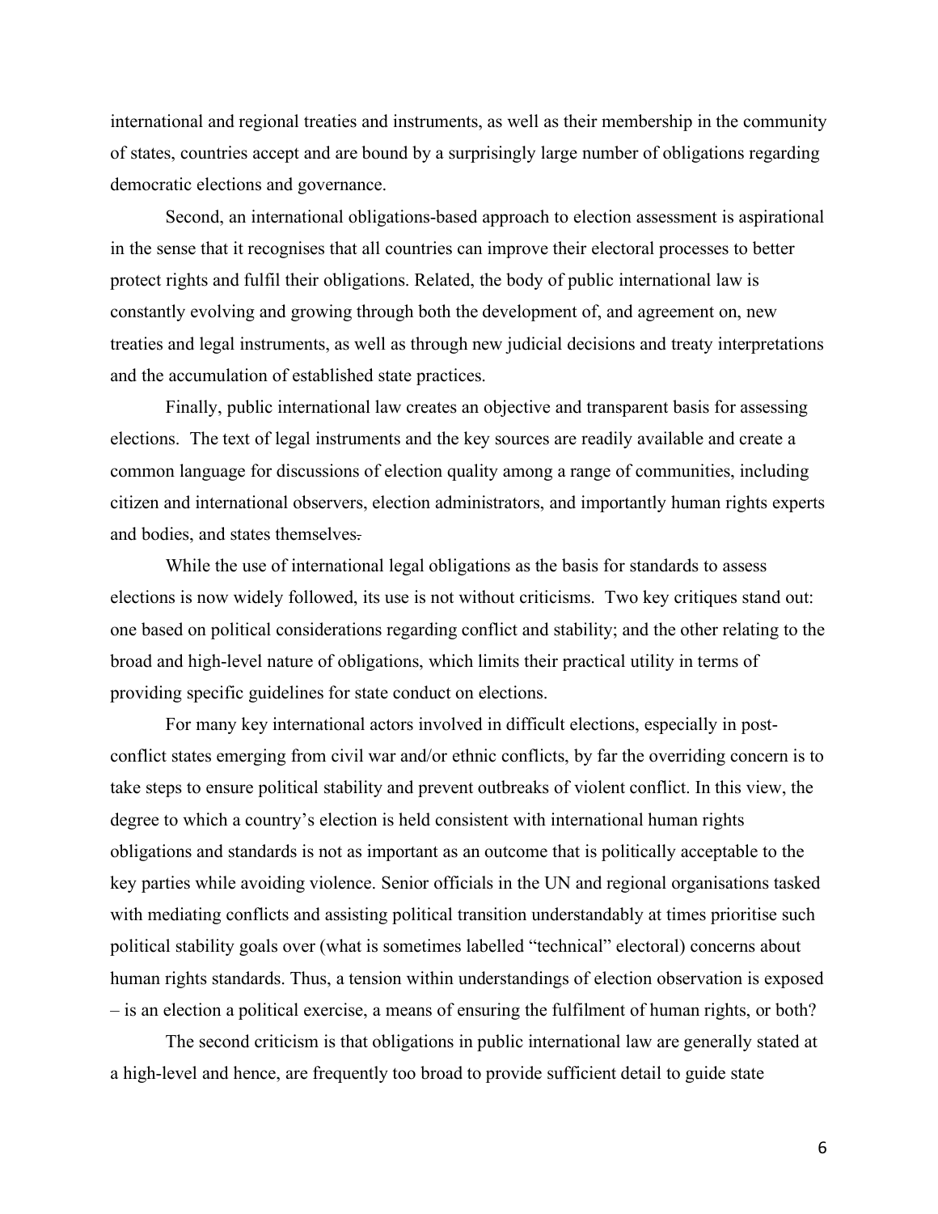international and regional treaties and instruments, as well as their membership in the community of states, countries accept and are bound by a surprisingly large number of obligations regarding democratic elections and governance.

Second, an international obligations-based approach to election assessment is aspirational in the sense that it recognises that all countries can improve their electoral processes to better protect rights and fulfil their obligations. Related, the body of public international law is constantly evolving and growing through both the development of, and agreement on, new treaties and legal instruments, as well as through new judicial decisions and treaty interpretations and the accumulation of established state practices.

Finally, public international law creates an objective and transparent basis for assessing elections. The text of legal instruments and the key sources are readily available and create a common language for discussions of election quality among a range of communities, including citizen and international observers, election administrators, and importantly human rights experts and bodies, and states themselves.

While the use of international legal obligations as the basis for standards to assess elections is now widely followed, its use is not without criticisms. Two key critiques stand out: one based on political considerations regarding conflict and stability; and the other relating to the broad and high-level nature of obligations, which limits their practical utility in terms of providing specific guidelines for state conduct on elections.

For many key international actors involved in difficult elections, especially in post-conflict states emerging from civil war and/or ethnic conflicts, by far the overriding concern is to take steps to ensure political stability and prevent outbreaks of violent conflict. In this view, the degree to which a country's election is held consistent with international human rights obligations and standards is not as important as an outcome that is politically acceptable to the key parties while avoiding violence. Senior officials in the UN and regional organisations tasked with mediating conflicts and assisting political transition understandably at times prioritise such political stability goals over (what is sometimes labelled "technical" electoral) concerns about human rights standards. Thus, a tension within understandings of election observation is exposed – is an election a political exercise, a means of ensuring the fulfilment of human rights, or both?

The second criticism is that obligations in public international law are generally stated at a high-level and hence, are frequently too broad to provide sufficient detail to guide state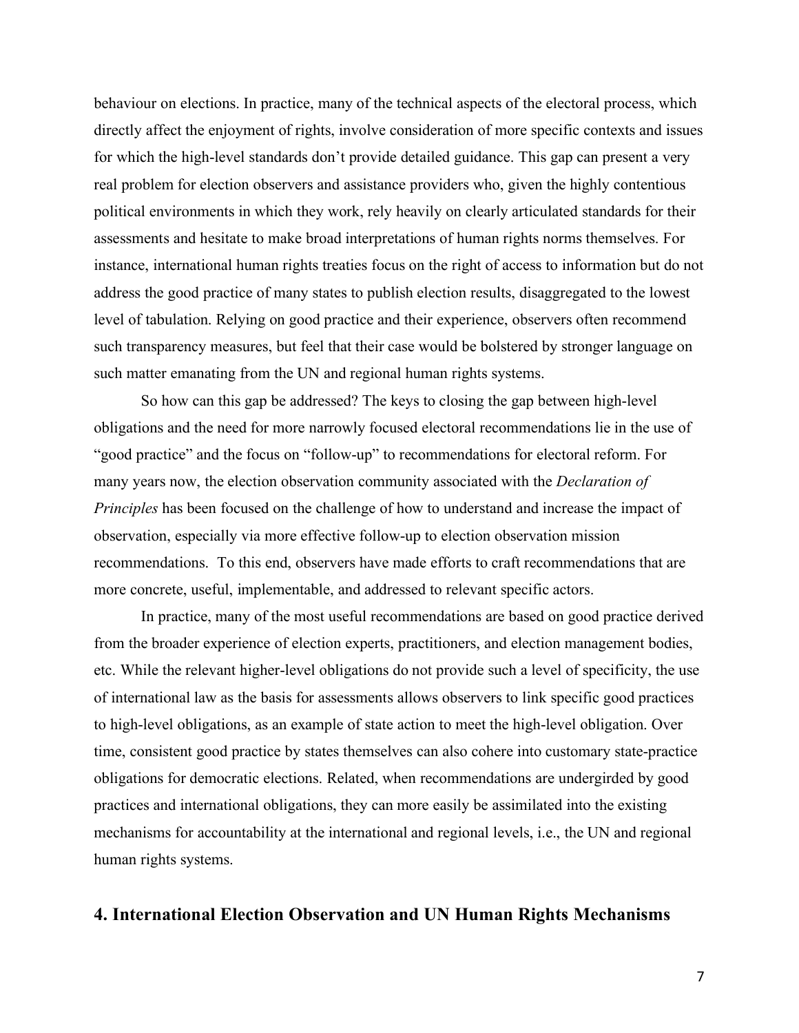behaviour on elections. In practice, many of the technical aspects of the electoral process, which directly affect the enjoyment of rights, involve consideration of more specific contexts and issues for which the high-level standards don't provide detailed guidance. This gap can present a very real problem for election observers and assistance providers who, given the highly contentious political environments in which they work, rely heavily on clearly articulated standards for their assessments and hesitate to make broad interpretations of human rights norms themselves. For instance, international human rights treaties focus on the right of access to information but do not address the good practice of many states to publish election results, disaggregated to the lowest level of tabulation. Relying on good practice and their experience, observers often recommend such transparency measures, but feel that their case would be bolstered by stronger language on such matter emanating from the UN and regional human rights systems.

So how can this gap be addressed? The keys to closing the gap between high-level obligations and the need for more narrowly focused electoral recommendations lie in the use of "good practice" and the focus on "follow-up" to recommendations for electoral reform. For many years now, the election observation community associated with the *Declaration of Principles* has been focused on the challenge of how to understand and increase the impact of observation, especially via more effective follow-up to election observation mission recommendations. To this end, observers have made efforts to craft recommendations that are more concrete, useful, implementable, and addressed to relevant specific actors.

In practice, many of the most useful recommendations are based on good practice derived from the broader experience of election experts, practitioners, and election management bodies, etc. While the relevant higher-level obligations do not provide such a level of specificity, the use of international law as the basis for assessments allows observers to link specific good practices to high-level obligations, as an example of state action to meet the high-level obligation. Over time, consistent good practice by states themselves can also cohere into customary state-practice obligations for democratic elections. Related, when recommendations are undergirded by good practices and international obligations, they can more easily be assimilated into the existing mechanisms for accountability at the international and regional levels, i.e., the UN and regional human rights systems.

## 4. International Election Observation and UN Human Rights Mechanisms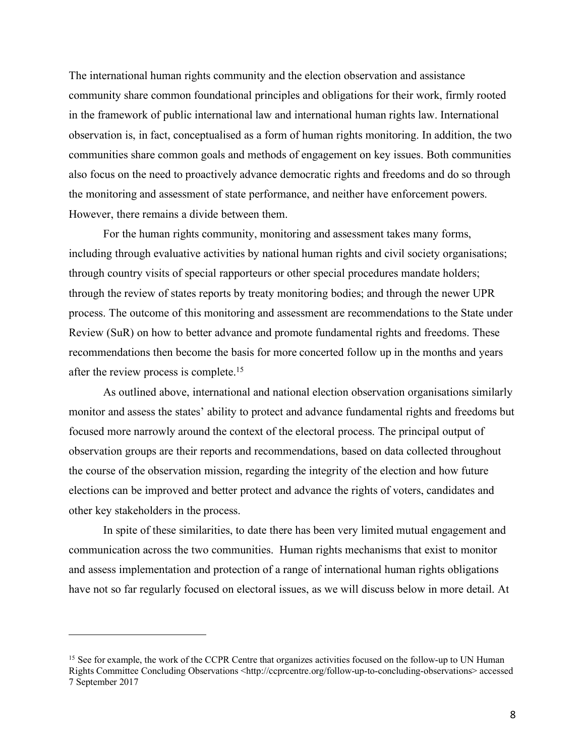The international human rights community and the election observation and assistance community share common foundational principles and obligations for their work, firmly rooted in the framework of public international law and international human rights law. International observation is, in fact, conceptualised as a form of human rights monitoring. In addition, the two communities share common goals and methods of engagement on key issues. Both communities also focus on the need to proactively advance democratic rights and freedoms and do so through the monitoring and assessment of state performance, and neither have enforcement powers. However, there remains a divide between them.

For the human rights community, monitoring and assessment takes many forms, including through evaluative activities by national human rights and civil society organisations; through country visits of special rapporteurs or other special procedures mandate holders; through the review of states reports by treaty monitoring bodies; and through the newer UPR process. The outcome of this monitoring and assessment are recommendations to the State under Review (SuR) on how to better advance and promote fundamental rights and freedoms. These recommendations then become the basis for more concerted follow up in the months and years after the review process is complete.[15]

As outlined above, international and national election observation organisations similarly monitor and assess the states' ability to protect and advance fundamental rights and freedoms but focused more narrowly around the context of the electoral process. The principal output of observation groups are their reports and recommendations, based on data collected throughout the course of the observation mission, regarding the integrity of the election and how future elections can be improved and better protect and advance the rights of voters, candidates and other key stakeholders in the process.

In spite of these similarities, to date there has been very limited mutual engagement and communication across the two communities. Human rights mechanisms that exist to monitor and assess implementation and protection of a range of international human rights obligations have not so far regularly focused on electoral issues, as we will discuss below in more detail. At

---

[15] See for example, the work of the CCPR Centre that organizes activities focused on the follow-up to UN Human Rights Committee Concluding Observations <http://ccprcentre.org/follow-up-to-concluding-observations> accessed 7 September 2017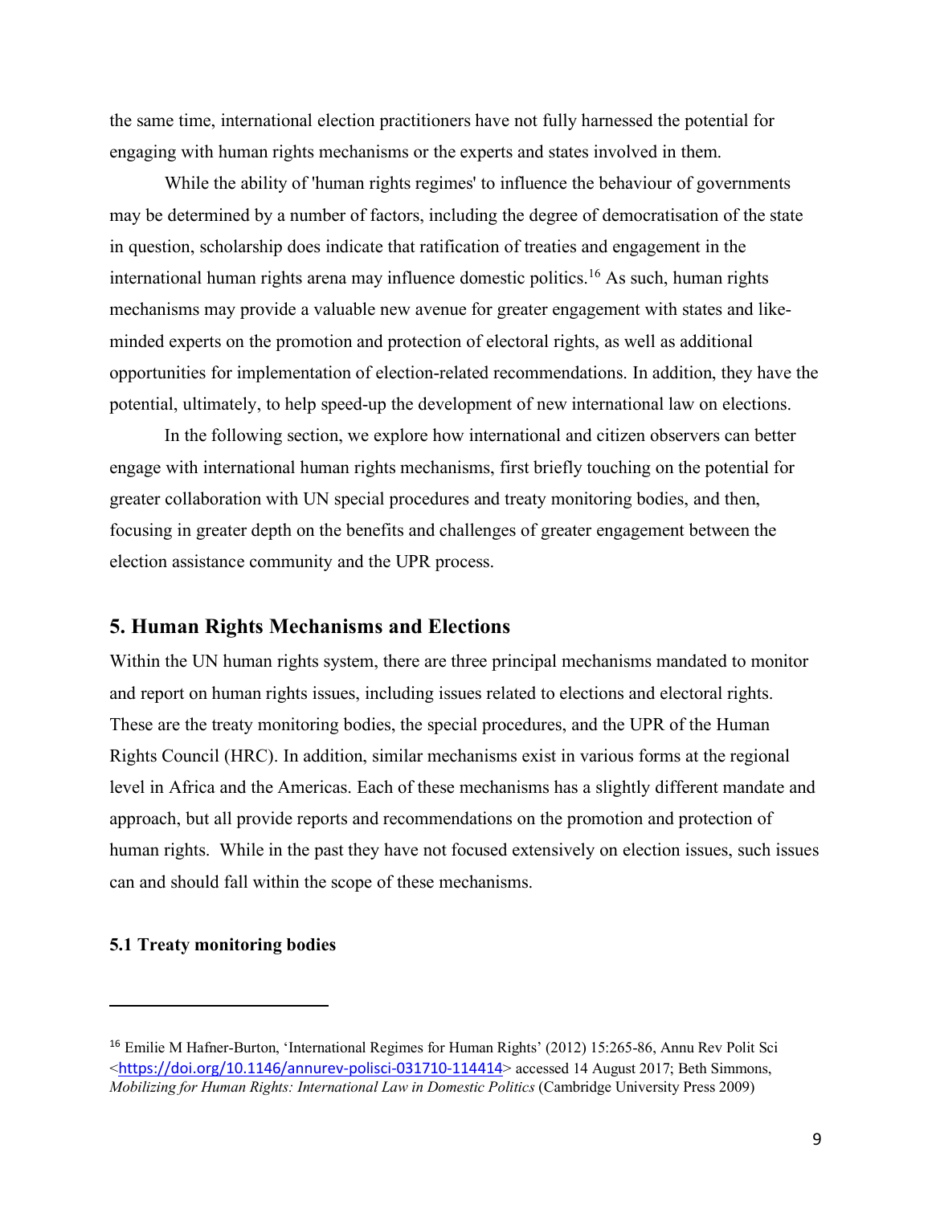the same time, international election practitioners have not fully harnessed the potential for engaging with human rights mechanisms or the experts and states involved in them.

While the ability of 'human rights regimes' to influence the behaviour of governments may be determined by a number of factors, including the degree of democratisation of the state in question, scholarship does indicate that ratification of treaties and engagement in the international human rights arena may influence domestic politics.[16] As such, human rights mechanisms may provide a valuable new avenue for greater engagement with states and like-minded experts on the promotion and protection of electoral rights, as well as additional opportunities for implementation of election-related recommendations. In addition, they have the potential, ultimately, to help speed-up the development of new international law on elections.

In the following section, we explore how international and citizen observers can better engage with international human rights mechanisms, first briefly touching on the potential for greater collaboration with UN special procedures and treaty monitoring bodies, and then, focusing in greater depth on the benefits and challenges of greater engagement between the election assistance community and the UPR process.

## 5. Human Rights Mechanisms and Elections

Within the UN human rights system, there are three principal mechanisms mandated to monitor and report on human rights issues, including issues related to elections and electoral rights. These are the treaty monitoring bodies, the special procedures, and the UPR of the Human Rights Council (HRC). In addition, similar mechanisms exist in various forms at the regional level in Africa and the Americas. Each of these mechanisms has a slightly different mandate and approach, but all provide reports and recommendations on the promotion and protection of human rights. While in the past they have not focused extensively on election issues, such issues can and should fall within the scope of these mechanisms.

### 5.1 Treaty monitoring bodies

---

[16] Emilie M Hafner-Burton, 'International Regimes for Human Rights' (2012) 15:265-86, Annu Rev Polit Sci <https://doi.org/10.1146/annurev-polisci-031710-114414> accessed 14 August 2017; Beth Simmons, *Mobilizing for Human Rights: International Law in Domestic Politics* (Cambridge University Press 2009)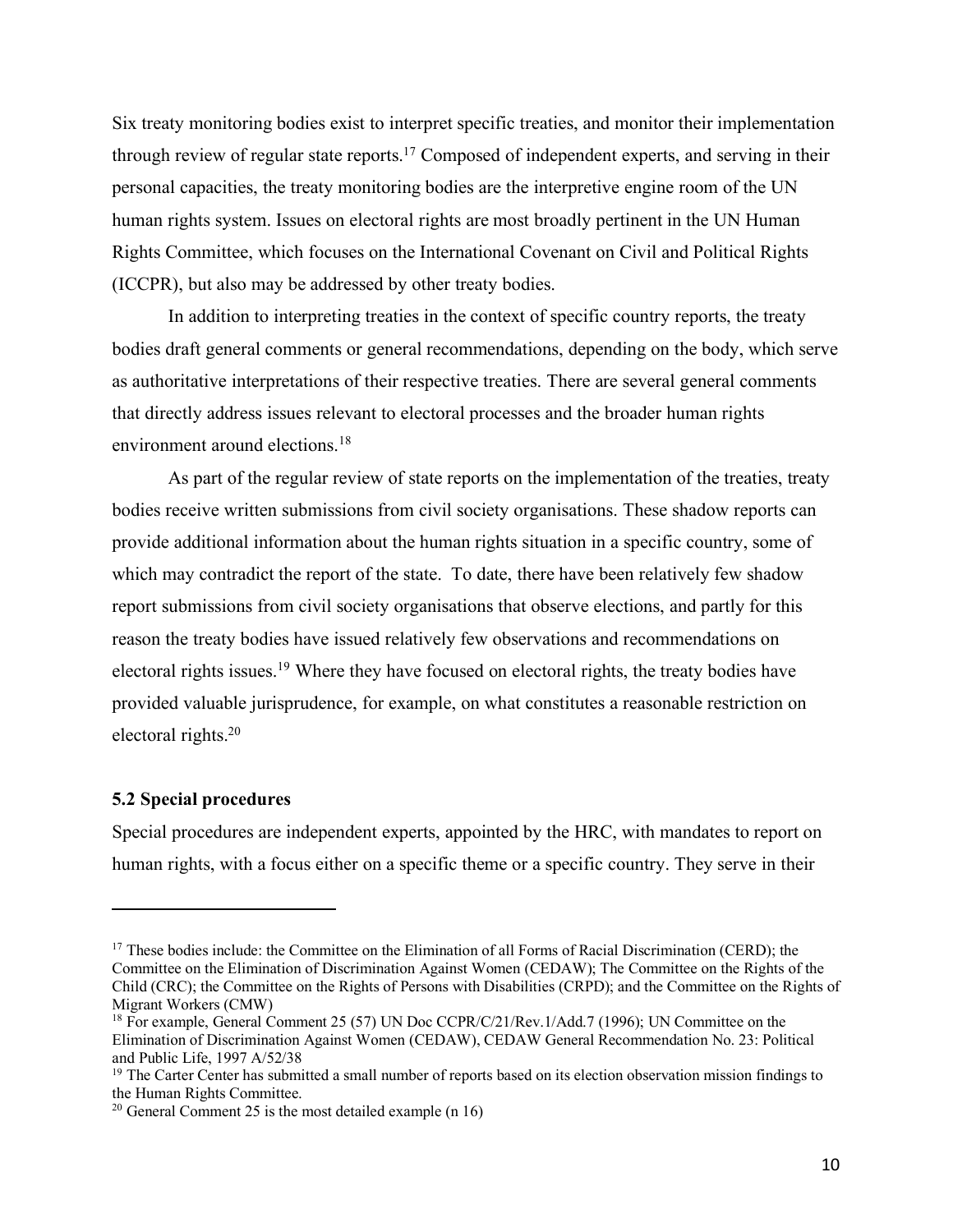Six treaty monitoring bodies exist to interpret specific treaties, and monitor their implementation through review of regular state reports.[17] Composed of independent experts, and serving in their personal capacities, the treaty monitoring bodies are the interpretive engine room of the UN human rights system. Issues on electoral rights are most broadly pertinent in the UN Human Rights Committee, which focuses on the International Covenant on Civil and Political Rights (ICCPR), but also may be addressed by other treaty bodies.

In addition to interpreting treaties in the context of specific country reports, the treaty bodies draft general comments or general recommendations, depending on the body, which serve as authoritative interpretations of their respective treaties. There are several general comments that directly address issues relevant to electoral processes and the broader human rights environment around elections.[18]

As part of the regular review of state reports on the implementation of the treaties, treaty bodies receive written submissions from civil society organisations. These shadow reports can provide additional information about the human rights situation in a specific country, some of which may contradict the report of the state. To date, there have been relatively few shadow report submissions from civil society organisations that observe elections, and partly for this reason the treaty bodies have issued relatively few observations and recommendations on electoral rights issues.[19] Where they have focused on electoral rights, the treaty bodies have provided valuable jurisprudence, for example, on what constitutes a reasonable restriction on electoral rights.[20]

### 5.2 Special procedures

Special procedures are independent experts, appointed by the HRC, with mandates to report on human rights, with a focus either on a specific theme or a specific country. They serve in their

---

[17] These bodies include: the Committee on the Elimination of all Forms of Racial Discrimination (CERD); the Committee on the Elimination of Discrimination Against Women (CEDAW); The Committee on the Rights of the Child (CRC); the Committee on the Rights of Persons with Disabilities (CRPD); and the Committee on the Rights of Migrant Workers (CMW)

[18] For example, General Comment 25 (57) UN Doc CCPR/C/21/Rev.1/Add.7 (1996); UN Committee on the Elimination of Discrimination Against Women (CEDAW), CEDAW General Recommendation No. 23: Political and Public Life, 1997 A/52/38

[19] The Carter Center has submitted a small number of reports based on its election observation mission findings to the Human Rights Committee.

[20] General Comment 25 is the most detailed example (n 16)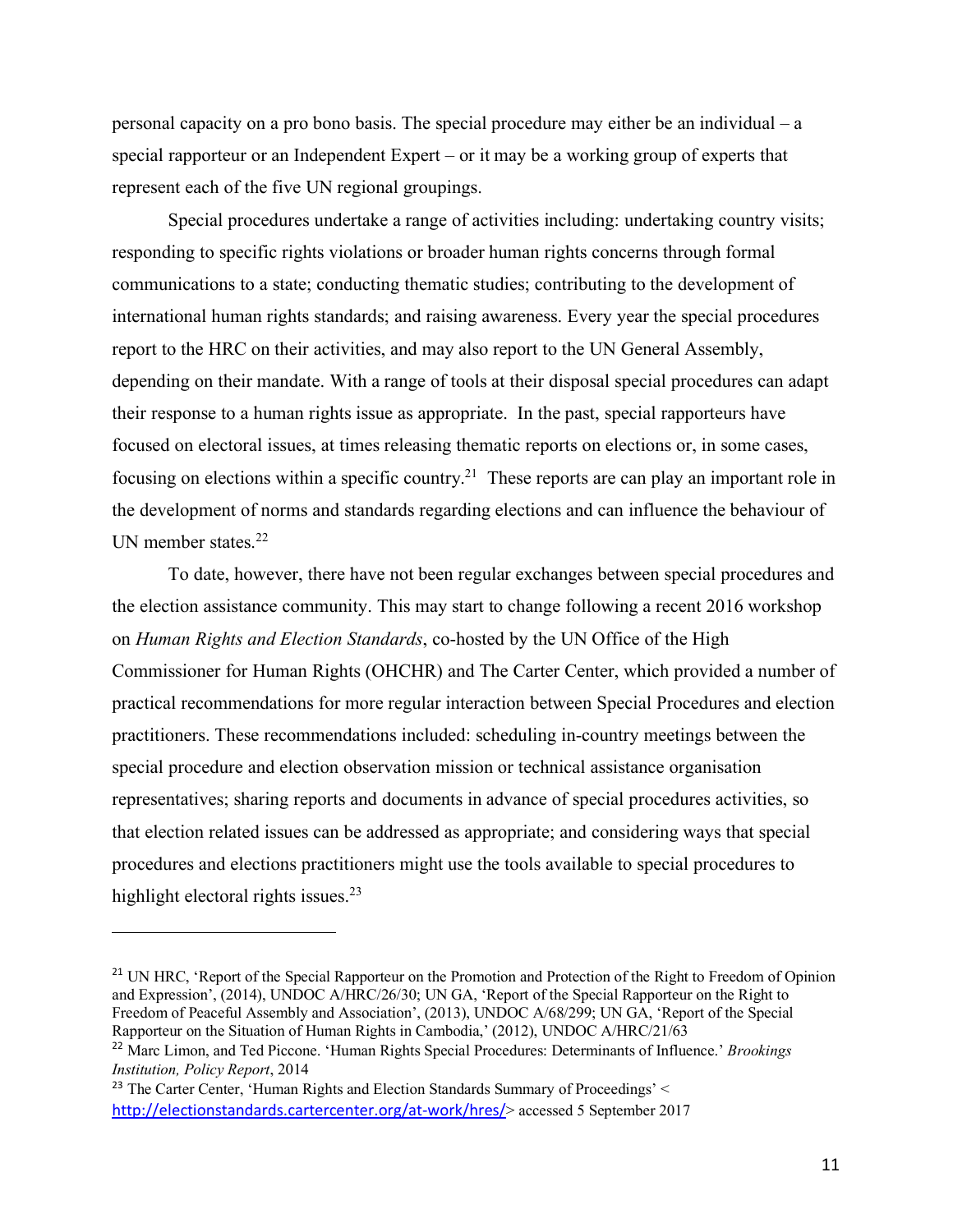personal capacity on a pro bono basis. The special procedure may either be an individual – a special rapporteur or an Independent Expert – or it may be a working group of experts that represent each of the five UN regional groupings.

Special procedures undertake a range of activities including: undertaking country visits; responding to specific rights violations or broader human rights concerns through formal communications to a state; conducting thematic studies; contributing to the development of international human rights standards; and raising awareness. Every year the special procedures report to the HRC on their activities, and may also report to the UN General Assembly, depending on their mandate. With a range of tools at their disposal special procedures can adapt their response to a human rights issue as appropriate. In the past, special rapporteurs have focused on electoral issues, at times releasing thematic reports on elections or, in some cases, focusing on elections within a specific country.[21] These reports are can play an important role in the development of norms and standards regarding elections and can influence the behaviour of UN member states.[22]

To date, however, there have not been regular exchanges between special procedures and the election assistance community. This may start to change following a recent 2016 workshop on *Human Rights and Election Standards*, co-hosted by the UN Office of the High Commissioner for Human Rights (OHCHR) and The Carter Center, which provided a number of practical recommendations for more regular interaction between Special Procedures and election practitioners. These recommendations included: scheduling in-country meetings between the special procedure and election observation mission or technical assistance organisation representatives; sharing reports and documents in advance of special procedures activities, so that election related issues can be addressed as appropriate; and considering ways that special procedures and elections practitioners might use the tools available to special procedures to highlight electoral rights issues.[23]

---

[21] UN HRC, 'Report of the Special Rapporteur on the Promotion and Protection of the Right to Freedom of Opinion and Expression', (2014), UNDOC A/HRC/26/30; UN GA, 'Report of the Special Rapporteur on the Right to Freedom of Peaceful Assembly and Association', (2013), UNDOC A/68/299; UN GA, 'Report of the Special Rapporteur on the Situation of Human Rights in Cambodia,' (2012), UNDOC A/HRC/21/63

[22] Marc Limon, and Ted Piccone. 'Human Rights Special Procedures: Determinants of Influence.' *Brookings Institution, Policy Report*, 2014

[23] The Carter Center, 'Human Rights and Election Standards Summary of Proceedings' < http://electionstandards.cartercenter.org/at-work/hres/> accessed 5 September 2017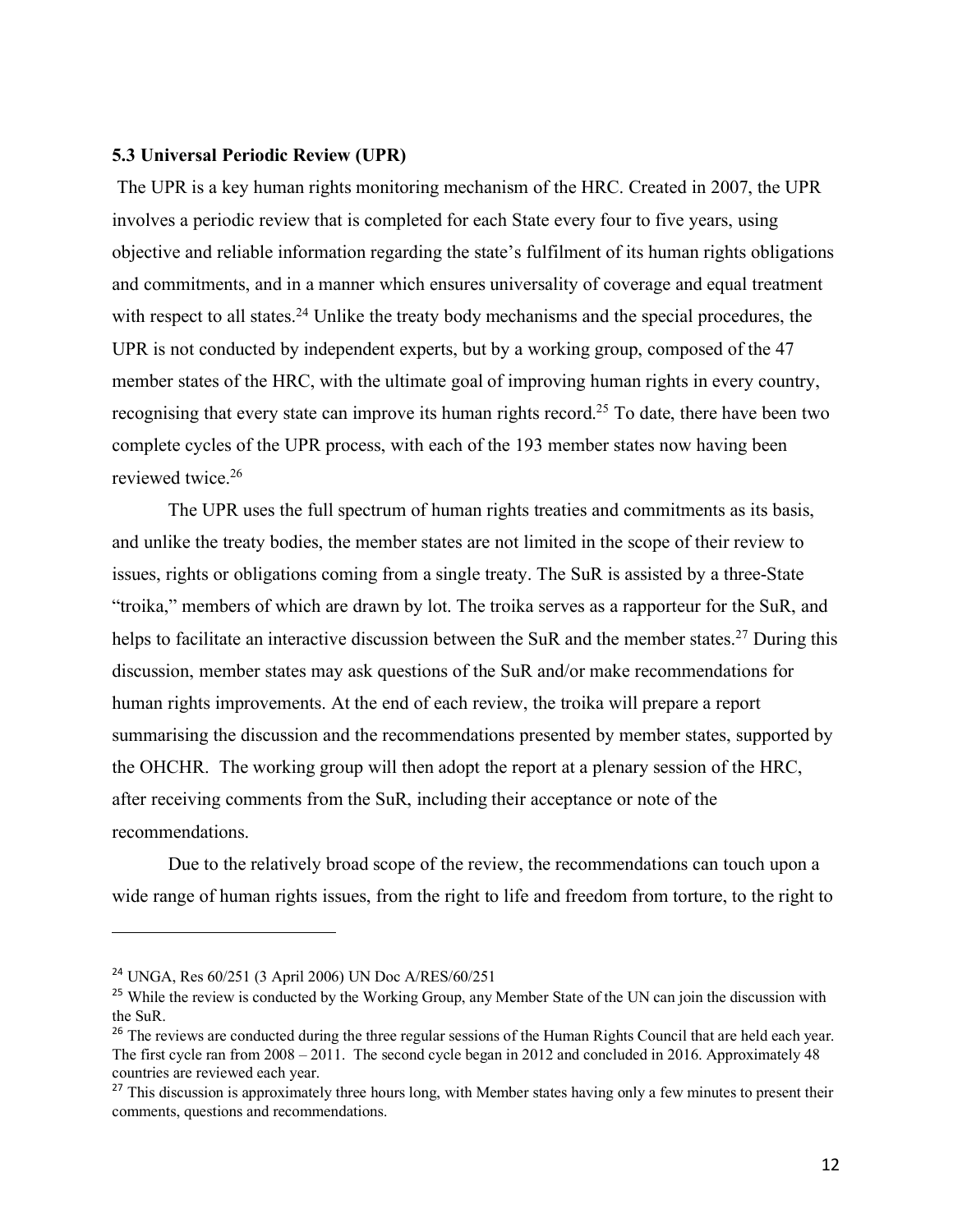### 5.3 Universal Periodic Review (UPR)

The UPR is a key human rights monitoring mechanism of the HRC. Created in 2007, the UPR involves a periodic review that is completed for each State every four to five years, using objective and reliable information regarding the state's fulfilment of its human rights obligations and commitments, and in a manner which ensures universality of coverage and equal treatment with respect to all states.[24] Unlike the treaty body mechanisms and the special procedures, the UPR is not conducted by independent experts, but by a working group, composed of the 47 member states of the HRC, with the ultimate goal of improving human rights in every country, recognising that every state can improve its human rights record.[25] To date, there have been two complete cycles of the UPR process, with each of the 193 member states now having been reviewed twice.[26]

The UPR uses the full spectrum of human rights treaties and commitments as its basis, and unlike the treaty bodies, the member states are not limited in the scope of their review to issues, rights or obligations coming from a single treaty. The SuR is assisted by a three-State "troika," members of which are drawn by lot. The troika serves as a rapporteur for the SuR, and helps to facilitate an interactive discussion between the SuR and the member states.[27] During this discussion, member states may ask questions of the SuR and/or make recommendations for human rights improvements. At the end of each review, the troika will prepare a report summarising the discussion and the recommendations presented by member states, supported by the OHCHR. The working group will then adopt the report at a plenary session of the HRC, after receiving comments from the SuR, including their acceptance or note of the recommendations.

Due to the relatively broad scope of the review, the recommendations can touch upon a wide range of human rights issues, from the right to life and freedom from torture, to the right to

---

[24] UNGA, Res 60/251 (3 April 2006) UN Doc A/RES/60/251

[25] While the review is conducted by the Working Group, any Member State of the UN can join the discussion with the SuR.

[26] The reviews are conducted during the three regular sessions of the Human Rights Council that are held each year. The first cycle ran from 2008 – 2011. The second cycle began in 2012 and concluded in 2016. Approximately 48 countries are reviewed each year.

[27] This discussion is approximately three hours long, with Member states having only a few minutes to present their comments, questions and recommendations.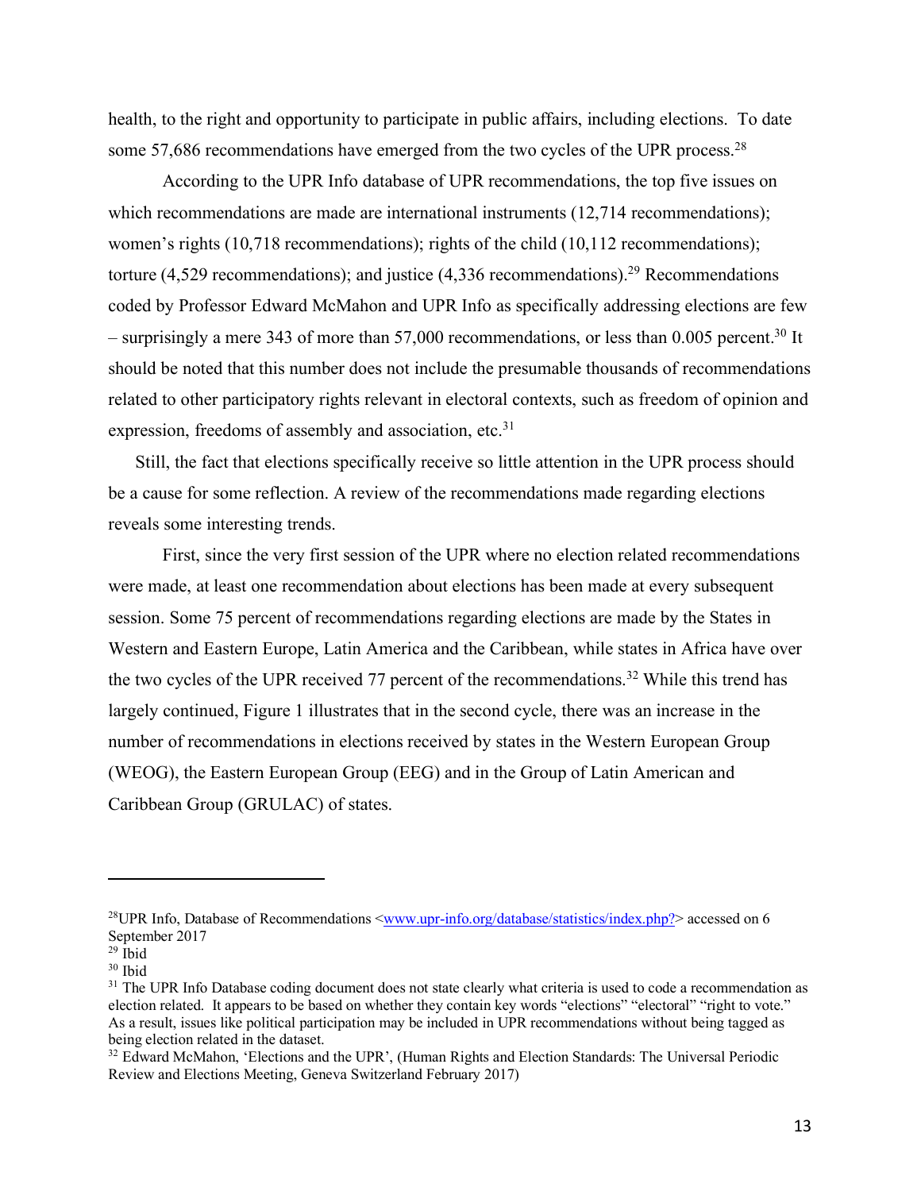health, to the right and opportunity to participate in public affairs, including elections. To date some 57,686 recommendations have emerged from the two cycles of the UPR process.[28]

According to the UPR Info database of UPR recommendations, the top five issues on which recommendations are made are international instruments (12,714 recommendations); women's rights (10,718 recommendations); rights of the child (10,112 recommendations); torture (4,529 recommendations); and justice (4,336 recommendations).[29] Recommendations coded by Professor Edward McMahon and UPR Info as specifically addressing elections are few – surprisingly a mere 343 of more than 57,000 recommendations, or less than 0.005 percent.[30] It should be noted that this number does not include the presumable thousands of recommendations related to other participatory rights relevant in electoral contexts, such as freedom of opinion and expression, freedoms of assembly and association, etc.[31]

Still, the fact that elections specifically receive so little attention in the UPR process should be a cause for some reflection. A review of the recommendations made regarding elections reveals some interesting trends.

First, since the very first session of the UPR where no election related recommendations were made, at least one recommendation about elections has been made at every subsequent session. Some 75 percent of recommendations regarding elections are made by the States in Western and Eastern Europe, Latin America and the Caribbean, while states in Africa have over the two cycles of the UPR received 77 percent of the recommendations.[32] While this trend has largely continued, Figure 1 illustrates that in the second cycle, there was an increase in the number of recommendations in elections received by states in the Western European Group (WEOG), the Eastern European Group (EEG) and in the Group of Latin American and Caribbean Group (GRULAC) of states.

---

[28] UPR Info, Database of Recommendations <www.upr-info.org/database/statistics/index.php?> accessed on 6 September 2017

[29] Ibid

[30] Ibid

[31] The UPR Info Database coding document does not state clearly what criteria is used to code a recommendation as election related. It appears to be based on whether they contain key words "elections" "electoral" "right to vote." As a result, issues like political participation may be included in UPR recommendations without being tagged as being election related in the dataset.

[32] Edward McMahon, 'Elections and the UPR', (Human Rights and Election Standards: The Universal Periodic Review and Elections Meeting, Geneva Switzerland February 2017)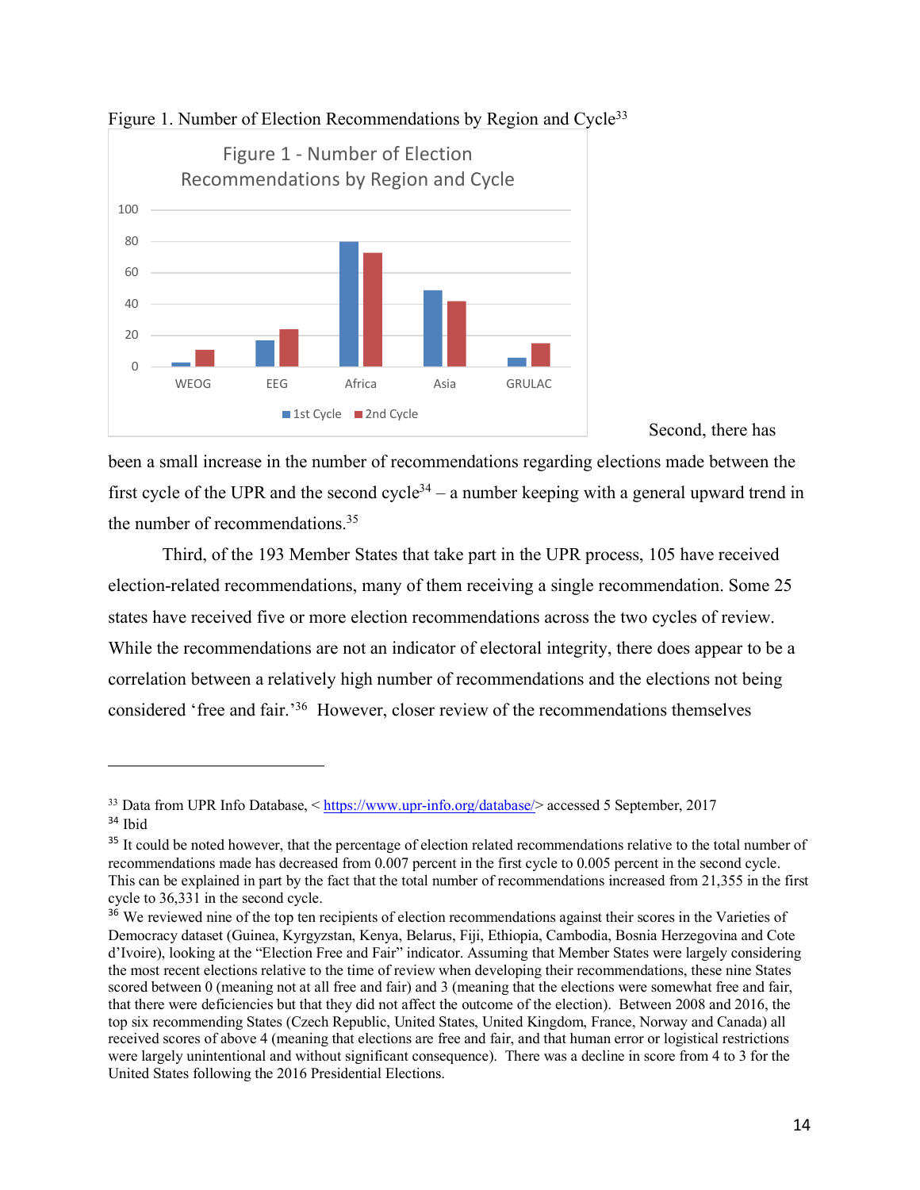Figure 1. Number of Election Recommendations by Region and Cycle[33]

Second, there has been a small increase in the number of recommendations regarding elections made between the first cycle of the UPR and the second cycle[34] – a number keeping with a general upward trend in the number of recommendations.[35]

Third, of the 193 Member States that take part in the UPR process, 105 have received election-related recommendations, many of them receiving a single recommendation. Some 25 states have received five or more election recommendations across the two cycles of review. While the recommendations are not an indicator of electoral integrity, there does appear to be a correlation between a relatively high number of recommendations and the elections not being considered 'free and fair.'[36] However, closer review of the recommendations themselves

---

[33] Data from UPR Info Database, < https://www.upr-info.org/database/> accessed 5 September, 2017

[34] Ibid

[35] It could be noted however, that the percentage of election related recommendations relative to the total number of recommendations made has decreased from 0.007 percent in the first cycle to 0.005 percent in the second cycle. This can be explained in part by the fact that the total number of recommendations increased from 21,355 in the first cycle to 36,331 in the second cycle.

[36] We reviewed nine of the top ten recipients of election recommendations against their scores in the Varieties of Democracy dataset (Guinea, Kyrgyzstan, Kenya, Belarus, Fiji, Ethiopia, Cambodia, Bosnia Herzegovina and Cote d'Ivoire), looking at the "Election Free and Fair" indicator. Assuming that Member States were largely considering the most recent elections relative to the time of review when developing their recommendations, these nine States scored between 0 (meaning not at all free and fair) and 3 (meaning that the elections were somewhat free and fair, that there were deficiencies but that they did not affect the outcome of the election). Between 2008 and 2016, the top six recommending States (Czech Republic, United States, United Kingdom, France, Norway and Canada) all received scores of above 4 (meaning that elections are free and fair, and that human error or logistical restrictions were largely unintentional and without significant consequence). There was a decline in score from 4 to 3 for the United States following the 2016 Presidential Elections.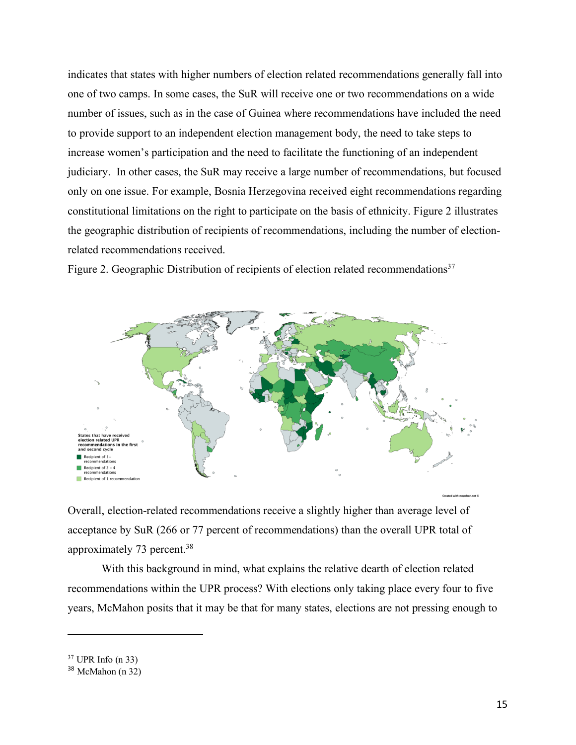indicates that states with higher numbers of election related recommendations generally fall into one of two camps. In some cases, the SuR will receive one or two recommendations on a wide number of issues, such as in the case of Guinea where recommendations have included the need to provide support to an independent election management body, the need to take steps to increase women's participation and the need to facilitate the functioning of an independent judiciary. In other cases, the SuR may receive a large number of recommendations, but focused only on one issue. For example, Bosnia Herzegovina received eight recommendations regarding constitutional limitations on the right to participate on the basis of ethnicity. Figure 2 illustrates the geographic distribution of recipients of recommendations, including the number of election-related recommendations received.

Figure 2. Geographic Distribution of recipients of election related recommendations[37]

Overall, election-related recommendations receive a slightly higher than average level of acceptance by SuR (266 or 77 percent of recommendations) than the overall UPR total of approximately 73 percent.[38]

With this background in mind, what explains the relative dearth of election related recommendations within the UPR process? With elections only taking place every four to five years, McMahon posits that it may be that for many states, elections are not pressing enough to

---

[37] UPR Info (n 33)

[38] McMahon (n 32)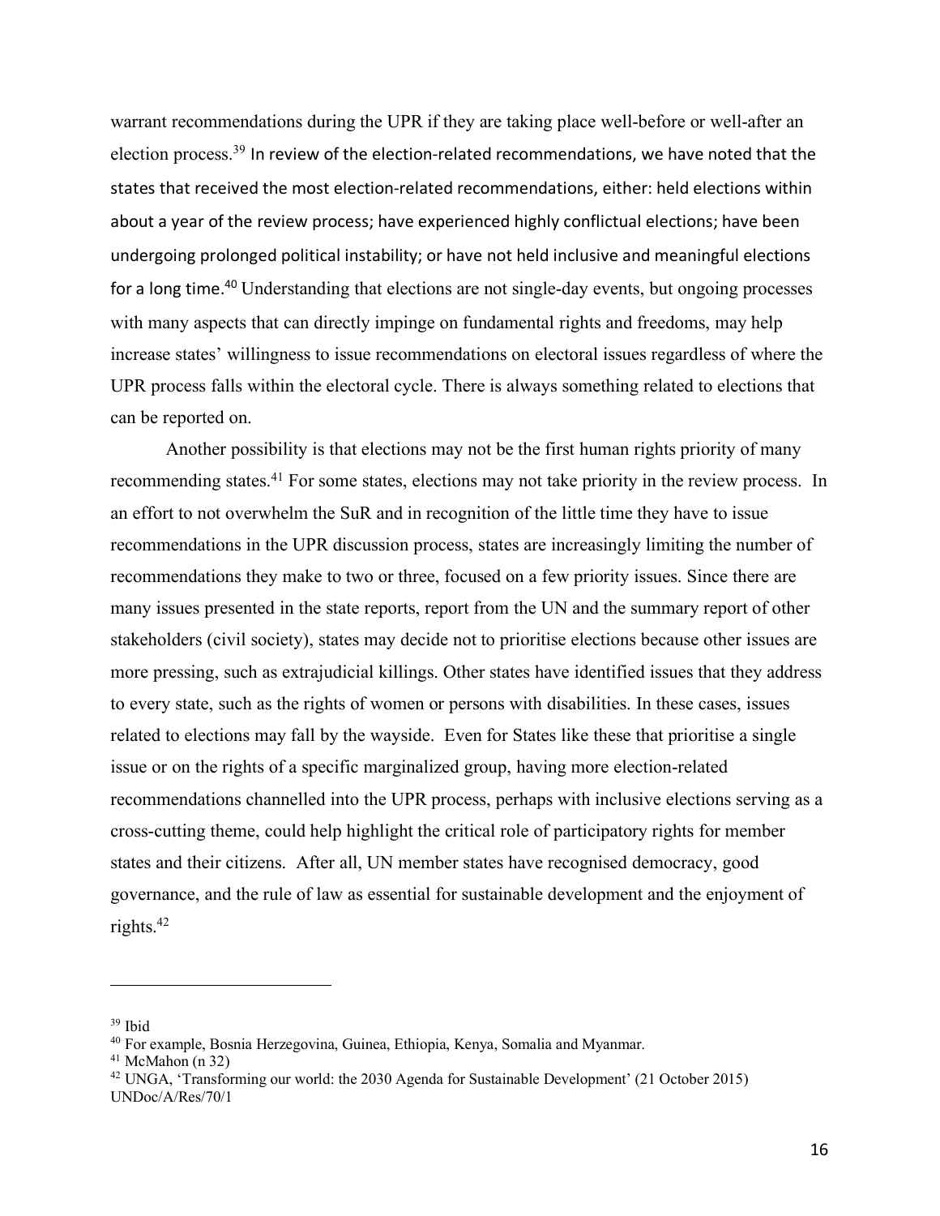warrant recommendations during the UPR if they are taking place well-before or well-after an election process.[39] In review of the election-related recommendations, we have noted that the states that received the most election-related recommendations, either: held elections within about a year of the review process; have experienced highly conflictual elections; have been undergoing prolonged political instability; or have not held inclusive and meaningful elections for a long time.[40] Understanding that elections are not single-day events, but ongoing processes with many aspects that can directly impinge on fundamental rights and freedoms, may help increase states' willingness to issue recommendations on electoral issues regardless of where the UPR process falls within the electoral cycle. There is always something related to elections that can be reported on.

Another possibility is that elections may not be the first human rights priority of many recommending states.[41] For some states, elections may not take priority in the review process. In an effort to not overwhelm the SuR and in recognition of the little time they have to issue recommendations in the UPR discussion process, states are increasingly limiting the number of recommendations they make to two or three, focused on a few priority issues. Since there are many issues presented in the state reports, report from the UN and the summary report of other stakeholders (civil society), states may decide not to prioritise elections because other issues are more pressing, such as extrajudicial killings. Other states have identified issues that they address to every state, such as the rights of women or persons with disabilities. In these cases, issues related to elections may fall by the wayside. Even for States like these that prioritise a single issue or on the rights of a specific marginalized group, having more election-related recommendations channelled into the UPR process, perhaps with inclusive elections serving as a cross-cutting theme, could help highlight the critical role of participatory rights for member states and their citizens. After all, UN member states have recognised democracy, good governance, and the rule of law as essential for sustainable development and the enjoyment of rights.[42]

---

[39] Ibid

[40] For example, Bosnia Herzegovina, Guinea, Ethiopia, Kenya, Somalia and Myanmar.

[41] McMahon (n 32)

[42] UNGA, 'Transforming our world: the 2030 Agenda for Sustainable Development' (21 October 2015) UNDoc/A/Res/70/1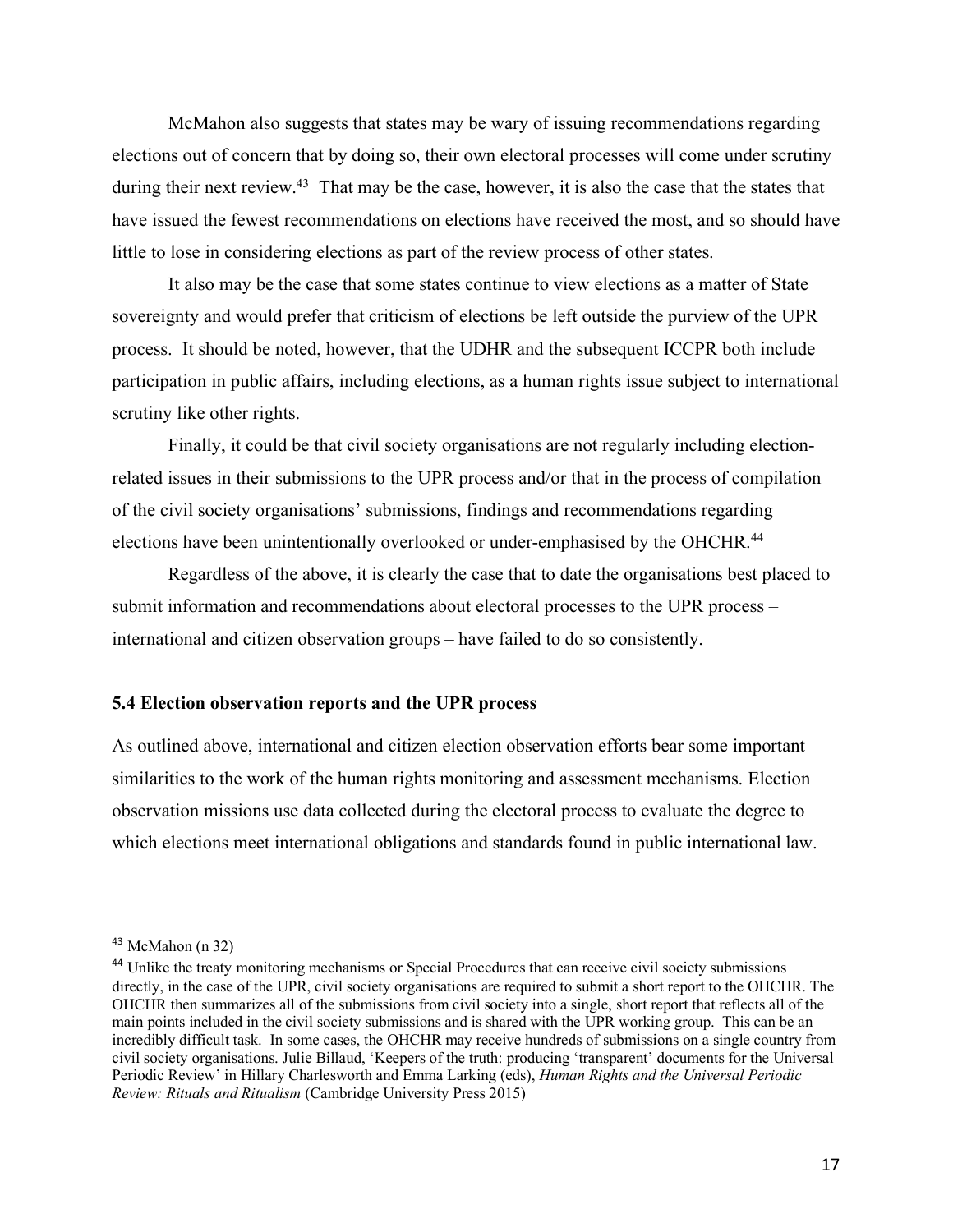McMahon also suggests that states may be wary of issuing recommendations regarding elections out of concern that by doing so, their own electoral processes will come under scrutiny during their next review.[43] That may be the case, however, it is also the case that the states that have issued the fewest recommendations on elections have received the most, and so should have little to lose in considering elections as part of the review process of other states.

It also may be the case that some states continue to view elections as a matter of State sovereignty and would prefer that criticism of elections be left outside the purview of the UPR process. It should be noted, however, that the UDHR and the subsequent ICCPR both include participation in public affairs, including elections, as a human rights issue subject to international scrutiny like other rights.

Finally, it could be that civil society organisations are not regularly including election-related issues in their submissions to the UPR process and/or that in the process of compilation of the civil society organisations' submissions, findings and recommendations regarding elections have been unintentionally overlooked or under-emphasised by the OHCHR.[44]

Regardless of the above, it is clearly the case that to date the organisations best placed to submit information and recommendations about electoral processes to the UPR process – international and citizen observation groups – have failed to do so consistently.

### 5.4 Election observation reports and the UPR process

As outlined above, international and citizen election observation efforts bear some important similarities to the work of the human rights monitoring and assessment mechanisms. Election observation missions use data collected during the electoral process to evaluate the degree to which elections meet international obligations and standards found in public international law.

---

[43] McMahon (n 32)

[44] Unlike the treaty monitoring mechanisms or Special Procedures that can receive civil society submissions directly, in the case of the UPR, civil society organisations are required to submit a short report to the OHCHR. The OHCHR then summarizes all of the submissions from civil society into a single, short report that reflects all of the main points included in the civil society submissions and is shared with the UPR working group. This can be an incredibly difficult task. In some cases, the OHCHR may receive hundreds of submissions on a single country from civil society organisations. Julie Billaud, 'Keepers of the truth: producing 'transparent' documents for the Universal Periodic Review' in Hillary Charlesworth and Emma Larking (eds), *Human Rights and the Universal Periodic Review: Rituals and Ritualism* (Cambridge University Press 2015)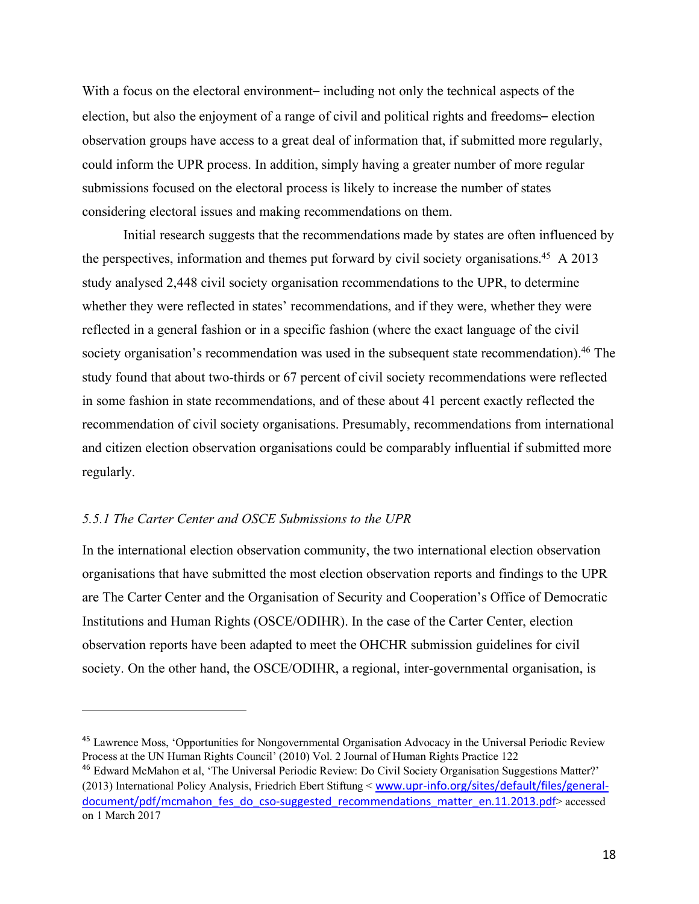With a focus on the electoral environment– including not only the technical aspects of the election, but also the enjoyment of a range of civil and political rights and freedoms– election observation groups have access to a great deal of information that, if submitted more regularly, could inform the UPR process. In addition, simply having a greater number of more regular submissions focused on the electoral process is likely to increase the number of states considering electoral issues and making recommendations on them.

Initial research suggests that the recommendations made by states are often influenced by the perspectives, information and themes put forward by civil society organisations.[45] A 2013 study analysed 2,448 civil society organisation recommendations to the UPR, to determine whether they were reflected in states' recommendations, and if they were, whether they were reflected in a general fashion or in a specific fashion (where the exact language of the civil society organisation's recommendation was used in the subsequent state recommendation).[46] The study found that about two-thirds or 67 percent of civil society recommendations were reflected in some fashion in state recommendations, and of these about 41 percent exactly reflected the recommendation of civil society organisations. Presumably, recommendations from international and citizen election observation organisations could be comparably influential if submitted more regularly.

### *5.5.1 The Carter Center and OSCE Submissions to the UPR*

In the international election observation community, the two international election observation organisations that have submitted the most election observation reports and findings to the UPR are The Carter Center and the Organisation of Security and Cooperation's Office of Democratic Institutions and Human Rights (OSCE/ODIHR). In the case of the Carter Center, election observation reports have been adapted to meet the OHCHR submission guidelines for civil society. On the other hand, the OSCE/ODIHR, a regional, inter-governmental organisation, is

---

[45] Lawrence Moss, 'Opportunities for Nongovernmental Organisation Advocacy in the Universal Periodic Review Process at the UN Human Rights Council' (2010) Vol. 2 Journal of Human Rights Practice 122

[46] Edward McMahon et al, 'The Universal Periodic Review: Do Civil Society Organisation Suggestions Matter?' (2013) International Policy Analysis, Friedrich Ebert Stiftung < www.upr-info.org/sites/default/files/general-document/pdf/mcmahon_fes_do_cso-suggested_recommendations_matter_en.11.2013.pdf> accessed on 1 March 2017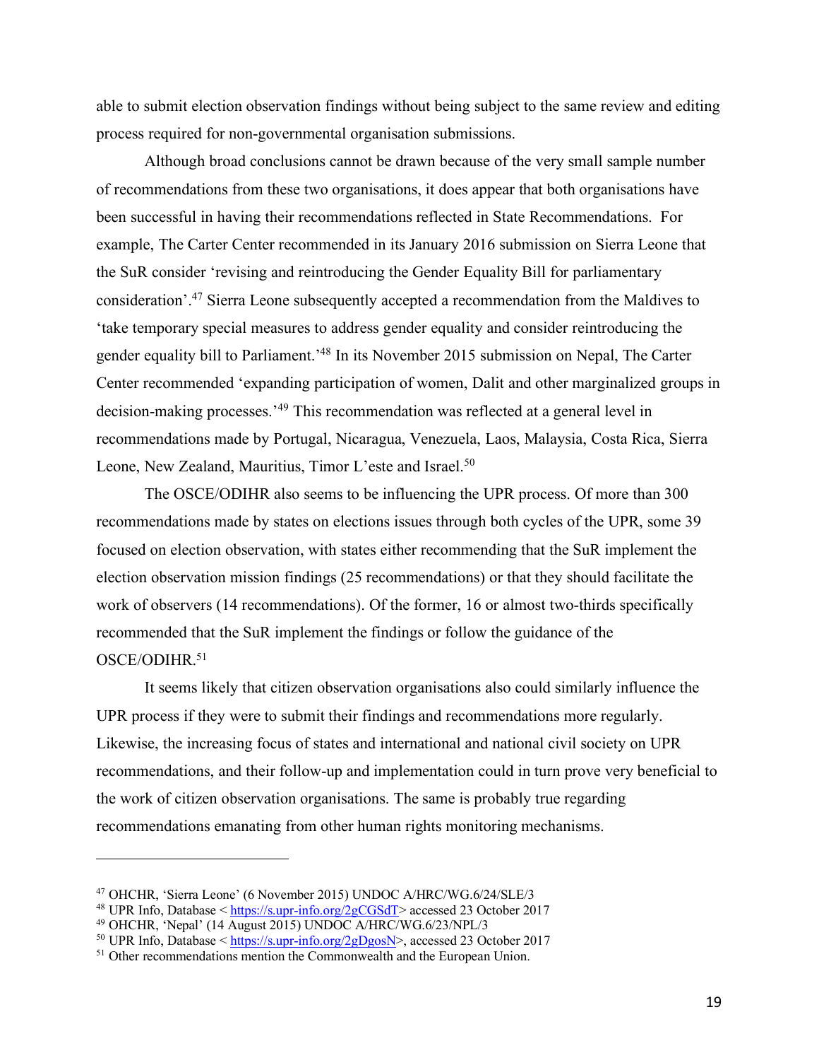able to submit election observation findings without being subject to the same review and editing process required for non-governmental organisation submissions.

Although broad conclusions cannot be drawn because of the very small sample number of recommendations from these two organisations, it does appear that both organisations have been successful in having their recommendations reflected in State Recommendations. For example, The Carter Center recommended in its January 2016 submission on Sierra Leone that the SuR consider 'revising and reintroducing the Gender Equality Bill for parliamentary consideration'.[47] Sierra Leone subsequently accepted a recommendation from the Maldives to 'take temporary special measures to address gender equality and consider reintroducing the gender equality bill to Parliament.'[48] In its November 2015 submission on Nepal, The Carter Center recommended 'expanding participation of women, Dalit and other marginalized groups in decision-making processes.'[49] This recommendation was reflected at a general level in recommendations made by Portugal, Nicaragua, Venezuela, Laos, Malaysia, Costa Rica, Sierra Leone, New Zealand, Mauritius, Timor L'este and Israel.[50]

The OSCE/ODIHR also seems to be influencing the UPR process. Of more than 300 recommendations made by states on elections issues through both cycles of the UPR, some 39 focused on election observation, with states either recommending that the SuR implement the election observation mission findings (25 recommendations) or that they should facilitate the work of observers (14 recommendations). Of the former, 16 or almost two-thirds specifically recommended that the SuR implement the findings or follow the guidance of the OSCE/ODIHR.[51]

It seems likely that citizen observation organisations also could similarly influence the UPR process if they were to submit their findings and recommendations more regularly. Likewise, the increasing focus of states and international and national civil society on UPR recommendations, and their follow-up and implementation could in turn prove very beneficial to the work of citizen observation organisations. The same is probably true regarding recommendations emanating from other human rights monitoring mechanisms.

---

[47] OHCHR, 'Sierra Leone' (6 November 2015) UNDOC A/HRC/WG.6/24/SLE/3

[48] UPR Info, Database < https://s.upr-info.org/2gCGSdT> accessed 23 October 2017

[49] OHCHR, 'Nepal' (14 August 2015) UNDOC A/HRC/WG.6/23/NPL/3

[50] UPR Info, Database < https://s.upr-info.org/2gDgosN>, accessed 23 October 2017

[51] Other recommendations mention the Commonwealth and the European Union.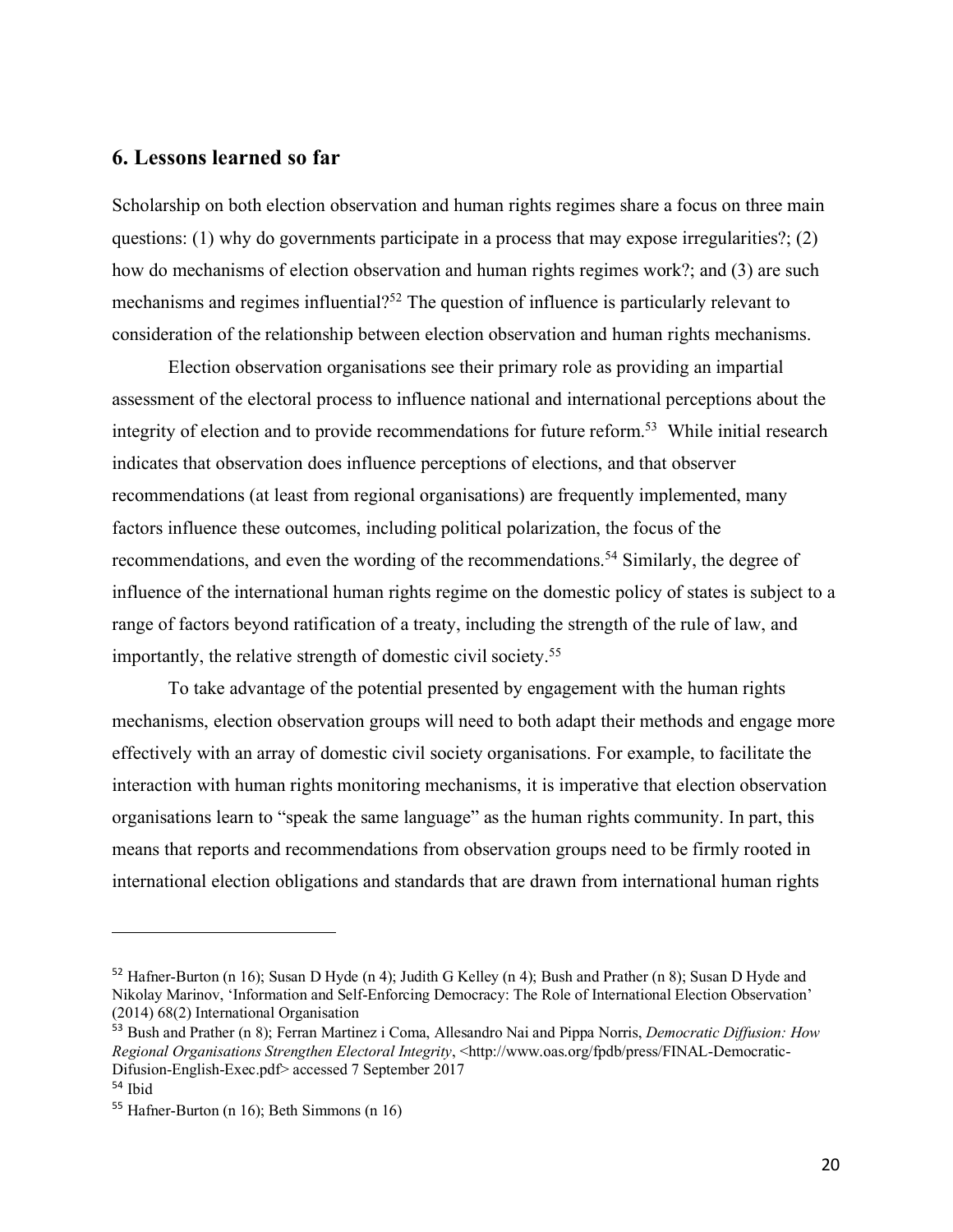## 6. Lessons learned so far

Scholarship on both election observation and human rights regimes share a focus on three main questions: (1) why do governments participate in a process that may expose irregularities?; (2) how do mechanisms of election observation and human rights regimes work?; and (3) are such mechanisms and regimes influential?[52] The question of influence is particularly relevant to consideration of the relationship between election observation and human rights mechanisms.

Election observation organisations see their primary role as providing an impartial assessment of the electoral process to influence national and international perceptions about the integrity of election and to provide recommendations for future reform.[53] While initial research indicates that observation does influence perceptions of elections, and that observer recommendations (at least from regional organisations) are frequently implemented, many factors influence these outcomes, including political polarization, the focus of the recommendations, and even the wording of the recommendations.[54] Similarly, the degree of influence of the international human rights regime on the domestic policy of states is subject to a range of factors beyond ratification of a treaty, including the strength of the rule of law, and importantly, the relative strength of domestic civil society.[55]

To take advantage of the potential presented by engagement with the human rights mechanisms, election observation groups will need to both adapt their methods and engage more effectively with an array of domestic civil society organisations. For example, to facilitate the interaction with human rights monitoring mechanisms, it is imperative that election observation organisations learn to "speak the same language" as the human rights community. In part, this means that reports and recommendations from observation groups need to be firmly rooted in international election obligations and standards that are drawn from international human rights

---

[52] Hafner-Burton (n 16); Susan D Hyde (n 4); Judith G Kelley (n 4); Bush and Prather (n 8); Susan D Hyde and Nikolay Marinov, 'Information and Self-Enforcing Democracy: The Role of International Election Observation' (2014) 68(2) International Organisation

[53] Bush and Prather (n 8); Ferran Martinez i Coma, Allesandro Nai and Pippa Norris, *Democratic Diffusion: How Regional Organisations Strengthen Electoral Integrity*, <http://www.oas.org/fpdb/press/FINAL-Democratic-Difusion-English-Exec.pdf> accessed 7 September 2017

[54] Ibid

[55] Hafner-Burton (n 16); Beth Simmons (n 16)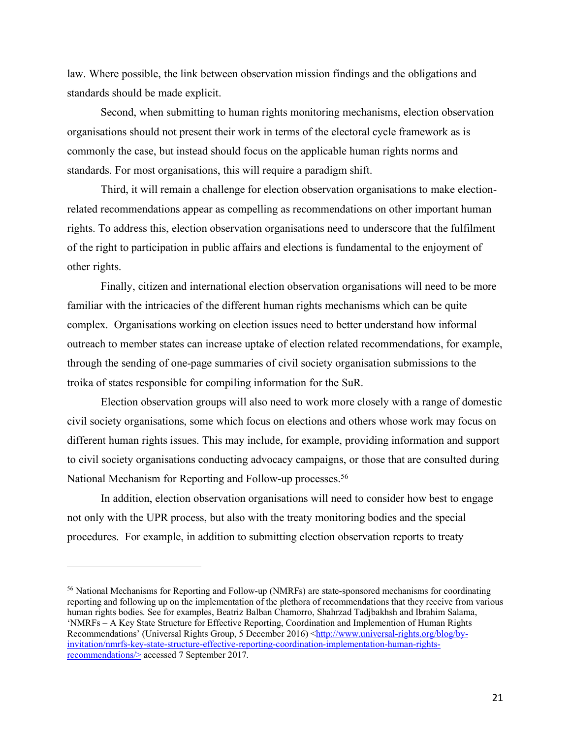law. Where possible, the link between observation mission findings and the obligations and standards should be made explicit.

Second, when submitting to human rights monitoring mechanisms, election observation organisations should not present their work in terms of the electoral cycle framework as is commonly the case, but instead should focus on the applicable human rights norms and standards. For most organisations, this will require a paradigm shift.

Third, it will remain a challenge for election observation organisations to make election-related recommendations appear as compelling as recommendations on other important human rights. To address this, election observation organisations need to underscore that the fulfilment of the right to participation in public affairs and elections is fundamental to the enjoyment of other rights.

Finally, citizen and international election observation organisations will need to be more familiar with the intricacies of the different human rights mechanisms which can be quite complex. Organisations working on election issues need to better understand how informal outreach to member states can increase uptake of election related recommendations, for example, through the sending of one-page summaries of civil society organisation submissions to the troika of states responsible for compiling information for the SuR.

Election observation groups will also need to work more closely with a range of domestic civil society organisations, some which focus on elections and others whose work may focus on different human rights issues. This may include, for example, providing information and support to civil society organisations conducting advocacy campaigns, or those that are consulted during National Mechanism for Reporting and Follow-up processes.[56]

In addition, election observation organisations will need to consider how best to engage not only with the UPR process, but also with the treaty monitoring bodies and the special procedures. For example, in addition to submitting election observation reports to treaty

---

[56] National Mechanisms for Reporting and Follow-up (NMRFs) are state-sponsored mechanisms for coordinating reporting and following up on the implementation of the plethora of recommendations that they receive from various human rights bodies. See for examples, Beatriz Balban Chamorro, Shahrzad Tadjbakhsh and Ibrahim Salama, 'NMRFs – A Key State Structure for Effective Reporting, Coordination and Implemention of Human Rights Recommendations' (Universal Rights Group, 5 December 2016) <http://www.universal-rights.org/blog/by-invitation/nmrfs-key-state-structure-effective-reporting-coordination-implementation-human-rights-recommendations/> accessed 7 September 2017.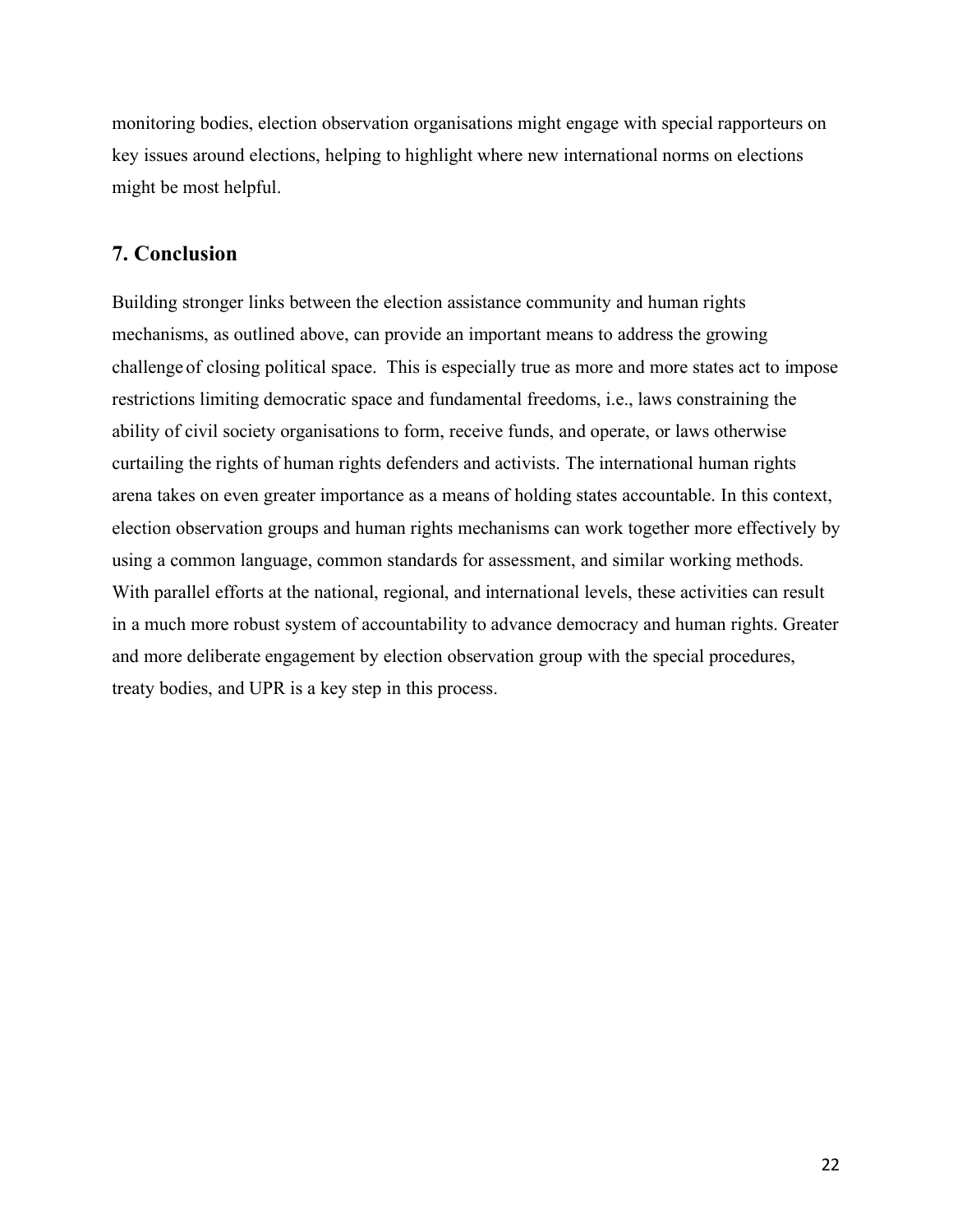monitoring bodies, election observation organisations might engage with special rapporteurs on key issues around elections, helping to highlight where new international norms on elections might be most helpful.

## 7. Conclusion

Building stronger links between the election assistance community and human rights mechanisms, as outlined above, can provide an important means to address the growing challenge of closing political space. This is especially true as more and more states act to impose restrictions limiting democratic space and fundamental freedoms, i.e., laws constraining the ability of civil society organisations to form, receive funds, and operate, or laws otherwise curtailing the rights of human rights defenders and activists. The international human rights arena takes on even greater importance as a means of holding states accountable. In this context, election observation groups and human rights mechanisms can work together more effectively by using a common language, common standards for assessment, and similar working methods. With parallel efforts at the national, regional, and international levels, these activities can result in a much more robust system of accountability to advance democracy and human rights. Greater and more deliberate engagement by election observation group with the special procedures, treaty bodies, and UPR is a key step in this process.